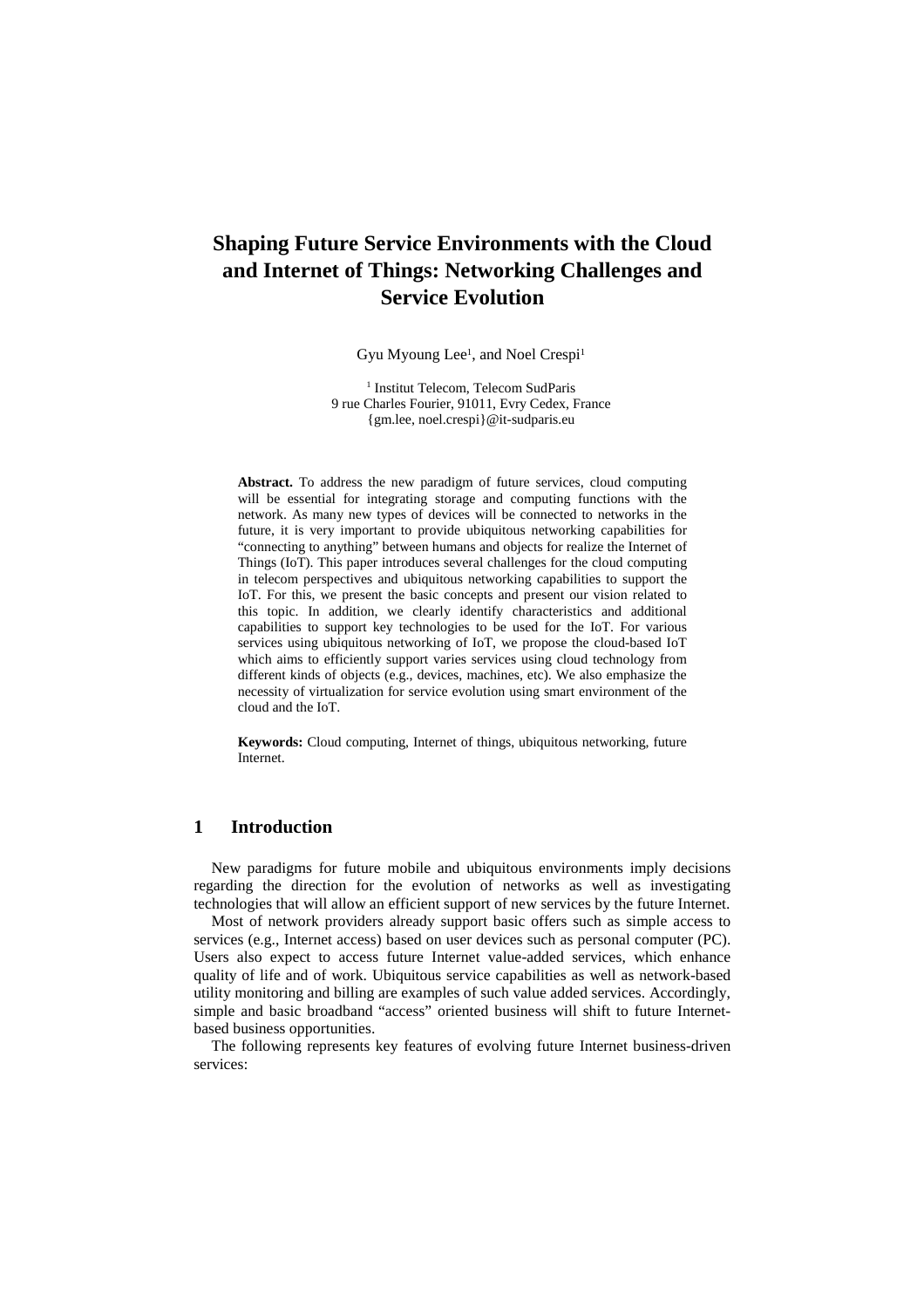# Shaping Future Service Environments with the Cloud and Internet of Things: Networking Challenges and Service Evolution

Gyu Myoung Lee[1], and Noel Crespi[1]

[1] Institut Telecom, Telecom SudParis
9 rue Charles Fourier, 91011, Evry Cedex, France
{gm.lee, noel.crespi}@it-sudparis.eu

**Abstract.** To address the new paradigm of future services, cloud computing will be essential for integrating storage and computing functions with the network. As many new types of devices will be connected to networks in the future, it is very important to provide ubiquitous networking capabilities for "connecting to anything" between humans and objects for realize the Internet of Things (IoT). This paper introduces several challenges for the cloud computing in telecom perspectives and ubiquitous networking capabilities to support the IoT. For this, we present the basic concepts and present our vision related to this topic. In addition, we clearly identify characteristics and additional capabilities to support key technologies to be used for the IoT. For various services using ubiquitous networking of IoT, we propose the cloud-based IoT which aims to efficiently support varies services using cloud technology from different kinds of objects (e.g., devices, machines, etc). We also emphasize the necessity of virtualization for service evolution using smart environment of the cloud and the IoT.

**Keywords:** Cloud computing, Internet of things, ubiquitous networking, future Internet.

## 1 Introduction

New paradigms for future mobile and ubiquitous environments imply decisions regarding the direction for the evolution of networks as well as investigating technologies that will allow an efficient support of new services by the future Internet.

Most of network providers already support basic offers such as simple access to services (e.g., Internet access) based on user devices such as personal computer (PC). Users also expect to access future Internet value-added services, which enhance quality of life and of work. Ubiquitous service capabilities as well as network-based utility monitoring and billing are examples of such value added services. Accordingly, simple and basic broadband "access" oriented business will shift to future Internet-based business opportunities.

The following represents key features of evolving future Internet business-driven services: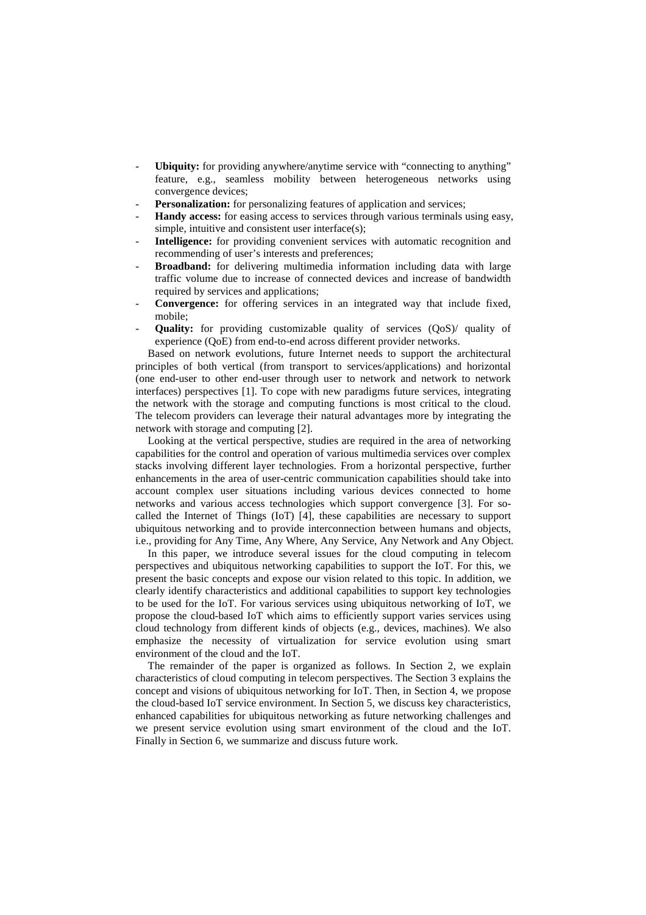- **Ubiquity:** for providing anywhere/anytime service with "connecting to anything" feature, e.g., seamless mobility between heterogeneous networks using convergence devices;
- **Personalization:** for personalizing features of application and services;
- **Handy access:** for easing access to services through various terminals using easy, simple, intuitive and consistent user interface(s);
- **Intelligence:** for providing convenient services with automatic recognition and recommending of user's interests and preferences;
- **Broadband:** for delivering multimedia information including data with large traffic volume due to increase of connected devices and increase of bandwidth required by services and applications;
- **Convergence:** for offering services in an integrated way that include fixed, mobile;
- **Quality:** for providing customizable quality of services (QoS)/ quality of experience (QoE) from end-to-end across different provider networks.

Based on network evolutions, future Internet needs to support the architectural principles of both vertical (from transport to services/applications) and horizontal (one end-user to other end-user through user to network and network to network interfaces) perspectives [1]. To cope with new paradigms future services, integrating the network with the storage and computing functions is most critical to the cloud. The telecom providers can leverage their natural advantages more by integrating the network with storage and computing [2].

Looking at the vertical perspective, studies are required in the area of networking capabilities for the control and operation of various multimedia services over complex stacks involving different layer technologies. From a horizontal perspective, further enhancements in the area of user-centric communication capabilities should take into account complex user situations including various devices connected to home networks and various access technologies which support convergence [3]. For so-called the Internet of Things (IoT) [4], these capabilities are necessary to support ubiquitous networking and to provide interconnection between humans and objects, i.e., providing for Any Time, Any Where, Any Service, Any Network and Any Object.

In this paper, we introduce several issues for the cloud computing in telecom perspectives and ubiquitous networking capabilities to support the IoT. For this, we present the basic concepts and expose our vision related to this topic. In addition, we clearly identify characteristics and additional capabilities to support key technologies to be used for the IoT. For various services using ubiquitous networking of IoT, we propose the cloud-based IoT which aims to efficiently support varies services using cloud technology from different kinds of objects (e.g., devices, machines). We also emphasize the necessity of virtualization for service evolution using smart environment of the cloud and the IoT.

The remainder of the paper is organized as follows. In Section 2, we explain characteristics of cloud computing in telecom perspectives. The Section 3 explains the concept and visions of ubiquitous networking for IoT. Then, in Section 4, we propose the cloud-based IoT service environment. In Section 5, we discuss key characteristics, enhanced capabilities for ubiquitous networking as future networking challenges and we present service evolution using smart environment of the cloud and the IoT. Finally in Section 6, we summarize and discuss future work.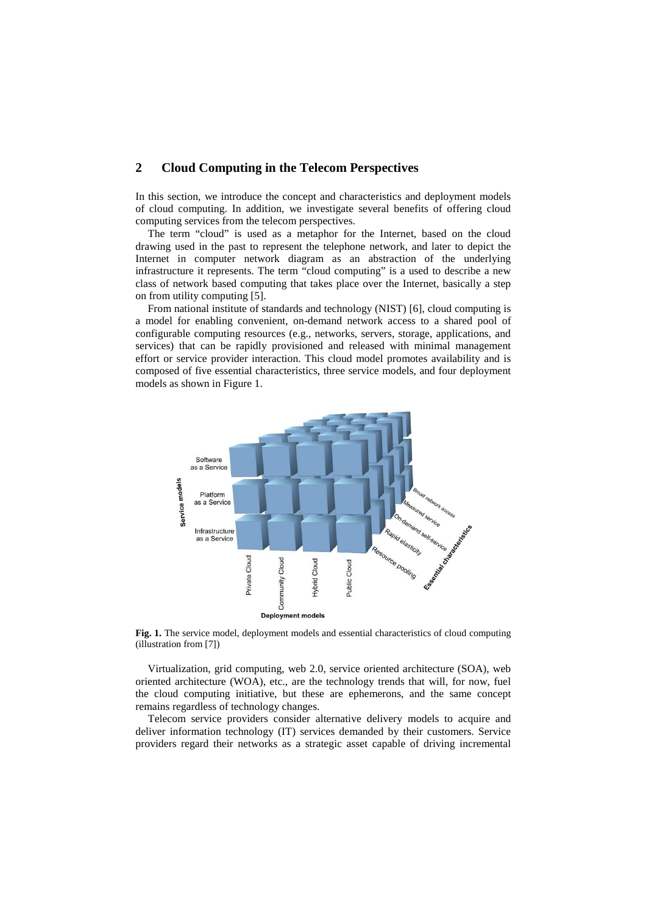## 2 Cloud Computing in the Telecom Perspectives

In this section, we introduce the concept and characteristics and deployment models of cloud computing. In addition, we investigate several benefits of offering cloud computing services from the telecom perspectives.

The term "cloud" is used as a metaphor for the Internet, based on the cloud drawing used in the past to represent the telephone network, and later to depict the Internet in computer network diagram as an abstraction of the underlying infrastructure it represents. The term "cloud computing" is a used to describe a new class of network based computing that takes place over the Internet, basically a step on from utility computing [5].

From national institute of standards and technology (NIST) [6], cloud computing is a model for enabling convenient, on-demand network access to a shared pool of configurable computing resources (e.g., networks, servers, storage, applications, and services) that can be rapidly provisioned and released with minimal management effort or service provider interaction. This cloud model promotes availability and is composed of five essential characteristics, three service models, and four deployment models as shown in Figure 1.

**Fig. 1.** The service model, deployment models and essential characteristics of cloud computing (illustration from [7])

Virtualization, grid computing, web 2.0, service oriented architecture (SOA), web oriented architecture (WOA), etc., are the technology trends that will, for now, fuel the cloud computing initiative, but these are ephemerons, and the same concept remains regardless of technology changes.

Telecom service providers consider alternative delivery models to acquire and deliver information technology (IT) services demanded by their customers. Service providers regard their networks as a strategic asset capable of driving incremental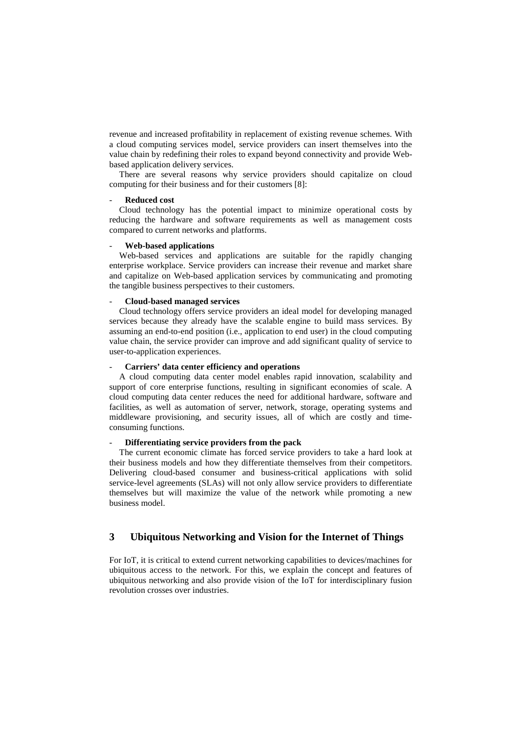revenue and increased profitability in replacement of existing revenue schemes. With a cloud computing services model, service providers can insert themselves into the value chain by redefining their roles to expand beyond connectivity and provide Web-based application delivery services.

There are several reasons why service providers should capitalize on cloud computing for their business and for their customers [8]:

- **Reduced cost**

Cloud technology has the potential impact to minimize operational costs by reducing the hardware and software requirements as well as management costs compared to current networks and platforms.

- **Web-based applications**

Web-based services and applications are suitable for the rapidly changing enterprise workplace. Service providers can increase their revenue and market share and capitalize on Web-based application services by communicating and promoting the tangible business perspectives to their customers.

- **Cloud-based managed services**

Cloud technology offers service providers an ideal model for developing managed services because they already have the scalable engine to build mass services. By assuming an end-to-end position (i.e., application to end user) in the cloud computing value chain, the service provider can improve and add significant quality of service to user-to-application experiences.

- **Carriers' data center efficiency and operations**

A cloud computing data center model enables rapid innovation, scalability and support of core enterprise functions, resulting in significant economies of scale. A cloud computing data center reduces the need for additional hardware, software and facilities, as well as automation of server, network, storage, operating systems and middleware provisioning, and security issues, all of which are costly and time-consuming functions.

- **Differentiating service providers from the pack**

The current economic climate has forced service providers to take a hard look at their business models and how they differentiate themselves from their competitors. Delivering cloud-based consumer and business-critical applications with solid service-level agreements (SLAs) will not only allow service providers to differentiate themselves but will maximize the value of the network while promoting a new business model.

## 3 Ubiquitous Networking and Vision for the Internet of Things

For IoT, it is critical to extend current networking capabilities to devices/machines for ubiquitous access to the network. For this, we explain the concept and features of ubiquitous networking and also provide vision of the IoT for interdisciplinary fusion revolution crosses over industries.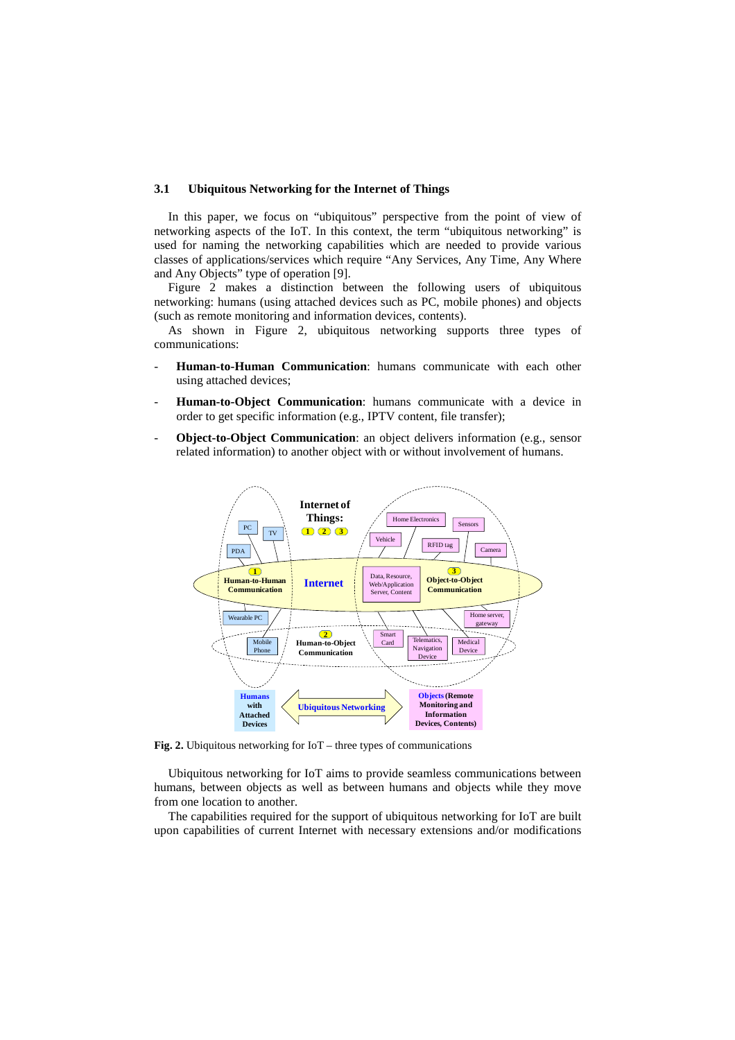### 3.1 Ubiquitous Networking for the Internet of Things

In this paper, we focus on "ubiquitous" perspective from the point of view of networking aspects of the IoT. In this context, the term "ubiquitous networking" is used for naming the networking capabilities which are needed to provide various classes of applications/services which require "Any Services, Any Time, Any Where and Any Objects" type of operation [9].

Figure 2 makes a distinction between the following users of ubiquitous networking: humans (using attached devices such as PC, mobile phones) and objects (such as remote monitoring and information devices, contents).

As shown in Figure 2, ubiquitous networking supports three types of communications:

- **Human-to-Human Communication**: humans communicate with each other using attached devices;
- **Human-to-Object Communication**: humans communicate with a device in order to get specific information (e.g., IPTV content, file transfer);
- **Object-to-Object Communication**: an object delivers information (e.g., sensor related information) to another object with or without involvement of humans.

**Fig. 2.** Ubiquitous networking for IoT – three types of communications

Ubiquitous networking for IoT aims to provide seamless communications between humans, between objects as well as between humans and objects while they move from one location to another.

The capabilities required for the support of ubiquitous networking for IoT are built upon capabilities of current Internet with necessary extensions and/or modifications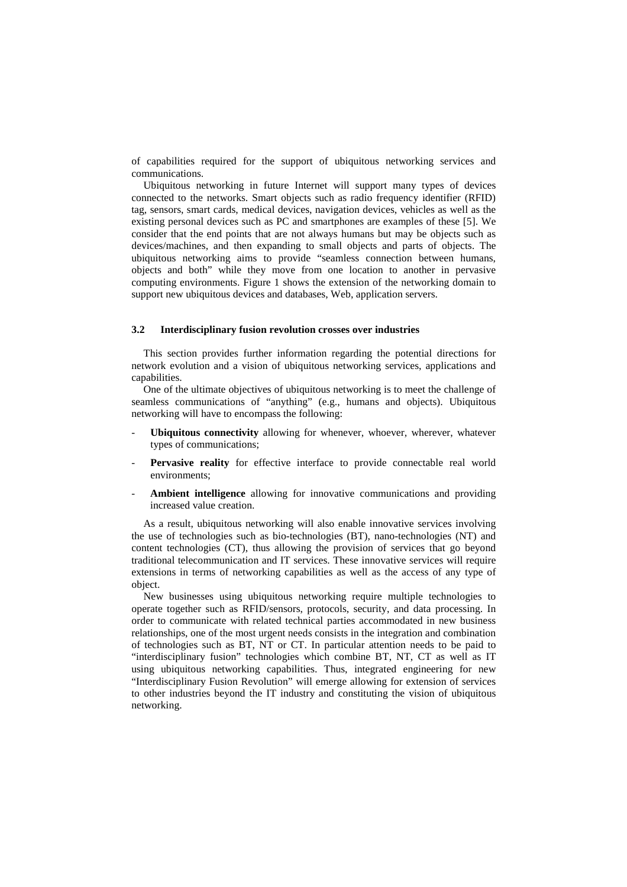of capabilities required for the support of ubiquitous networking services and communications.

Ubiquitous networking in future Internet will support many types of devices connected to the networks. Smart objects such as radio frequency identifier (RFID) tag, sensors, smart cards, medical devices, navigation devices, vehicles as well as the existing personal devices such as PC and smartphones are examples of these [5]. We consider that the end points that are not always humans but may be objects such as devices/machines, and then expanding to small objects and parts of objects. The ubiquitous networking aims to provide "seamless connection between humans, objects and both" while they move from one location to another in pervasive computing environments. Figure 1 shows the extension of the networking domain to support new ubiquitous devices and databases, Web, application servers.

### 3.2 Interdisciplinary fusion revolution crosses over industries

This section provides further information regarding the potential directions for network evolution and a vision of ubiquitous networking services, applications and capabilities.

One of the ultimate objectives of ubiquitous networking is to meet the challenge of seamless communications of "anything" (e.g., humans and objects). Ubiquitous networking will have to encompass the following:

- **Ubiquitous connectivity** allowing for whenever, whoever, wherever, whatever types of communications;
- **Pervasive reality** for effective interface to provide connectable real world environments;
- **Ambient intelligence** allowing for innovative communications and providing increased value creation.

As a result, ubiquitous networking will also enable innovative services involving the use of technologies such as bio-technologies (BT), nano-technologies (NT) and content technologies (CT), thus allowing the provision of services that go beyond traditional telecommunication and IT services. These innovative services will require extensions in terms of networking capabilities as well as the access of any type of object.

New businesses using ubiquitous networking require multiple technologies to operate together such as RFID/sensors, protocols, security, and data processing. In order to communicate with related technical parties accommodated in new business relationships, one of the most urgent needs consists in the integration and combination of technologies such as BT, NT or CT. In particular attention needs to be paid to "interdisciplinary fusion" technologies which combine BT, NT, CT as well as IT using ubiquitous networking capabilities. Thus, integrated engineering for new "Interdisciplinary Fusion Revolution" will emerge allowing for extension of services to other industries beyond the IT industry and constituting the vision of ubiquitous networking.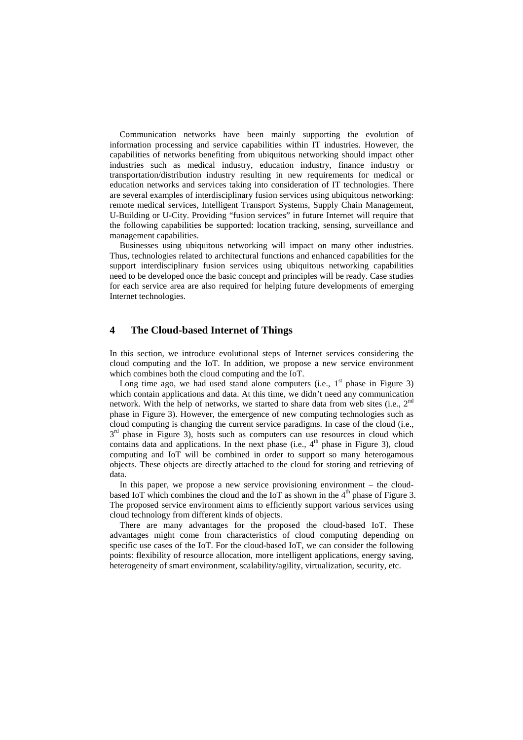Communication networks have been mainly supporting the evolution of information processing and service capabilities within IT industries. However, the capabilities of networks benefiting from ubiquitous networking should impact other industries such as medical industry, education industry, finance industry or transportation/distribution industry resulting in new requirements for medical or education networks and services taking into consideration of IT technologies. There are several examples of interdisciplinary fusion services using ubiquitous networking: remote medical services, Intelligent Transport Systems, Supply Chain Management, U-Building or U-City. Providing "fusion services" in future Internet will require that the following capabilities be supported: location tracking, sensing, surveillance and management capabilities.

Businesses using ubiquitous networking will impact on many other industries. Thus, technologies related to architectural functions and enhanced capabilities for the support interdisciplinary fusion services using ubiquitous networking capabilities need to be developed once the basic concept and principles will be ready. Case studies for each service area are also required for helping future developments of emerging Internet technologies.

## 4 The Cloud-based Internet of Things

In this section, we introduce evolutional steps of Internet services considering the cloud computing and the IoT. In addition, we propose a new service environment which combines both the cloud computing and the IoT.

Long time ago, we had used stand alone computers (i.e., 1st phase in Figure 3) which contain applications and data. At this time, we didn't need any communication network. With the help of networks, we started to share data from web sites (i.e., 2nd phase in Figure 3). However, the emergence of new computing technologies such as cloud computing is changing the current service paradigms. In case of the cloud (i.e., 3rd phase in Figure 3), hosts such as computers can use resources in cloud which contains data and applications. In the next phase (i.e., 4th phase in Figure 3), cloud computing and IoT will be combined in order to support so many heterogamous objects. These objects are directly attached to the cloud for storing and retrieving of data.

In this paper, we propose a new service provisioning environment – the cloud-based IoT which combines the cloud and the IoT as shown in the 4th phase of Figure 3. The proposed service environment aims to efficiently support various services using cloud technology from different kinds of objects.

There are many advantages for the proposed the cloud-based IoT. These advantages might come from characteristics of cloud computing depending on specific use cases of the IoT. For the cloud-based IoT, we can consider the following points: flexibility of resource allocation, more intelligent applications, energy saving, heterogeneity of smart environment, scalability/agility, virtualization, security, etc.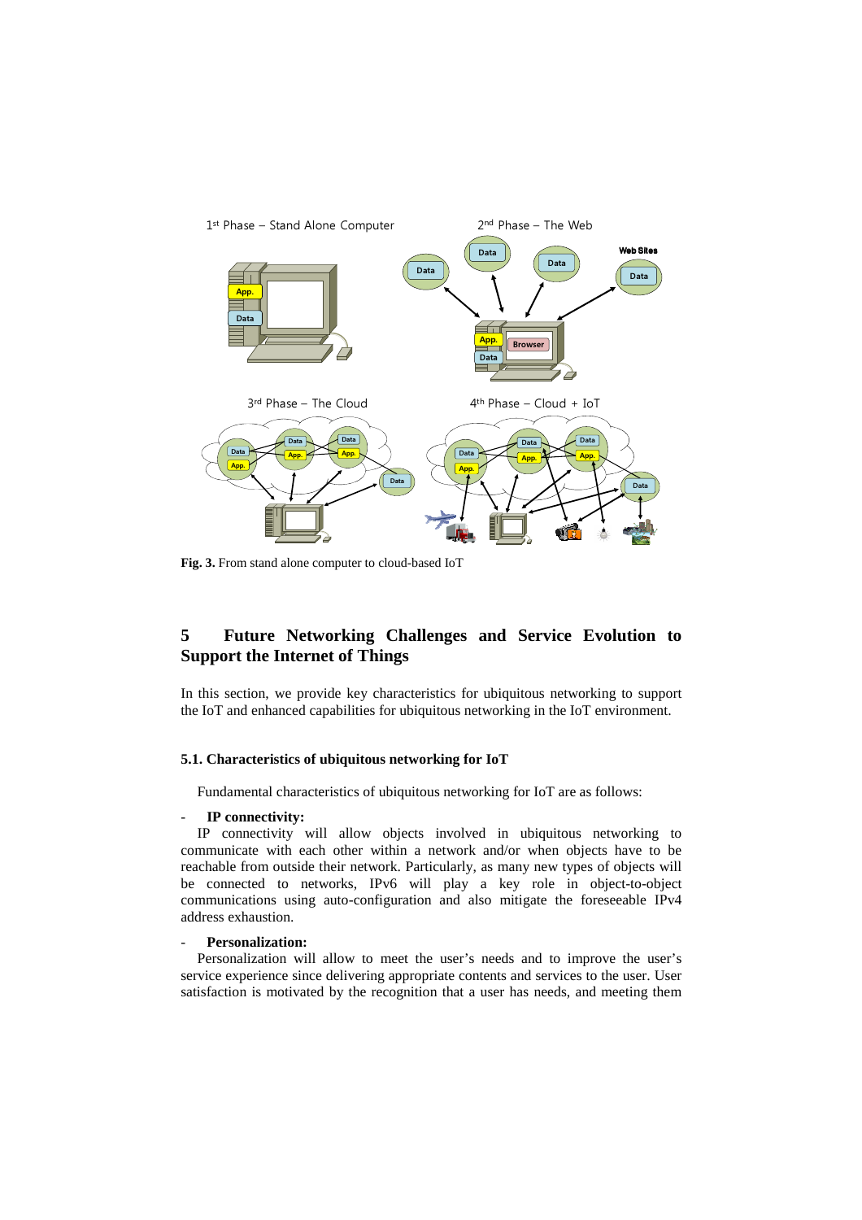Fig. 3. From stand alone computer to cloud-based IoT

## 5 Future Networking Challenges and Service Evolution to Support the Internet of Things

In this section, we provide key characteristics for ubiquitous networking to support the IoT and enhanced capabilities for ubiquitous networking in the IoT environment.

### 5.1. Characteristics of ubiquitous networking for IoT

Fundamental characteristics of ubiquitous networking for IoT are as follows:

- **IP connectivity:**

IP connectivity will allow objects involved in ubiquitous networking to communicate with each other within a network and/or when objects have to be reachable from outside their network. Particularly, as many new types of objects will be connected to networks, IPv6 will play a key role in object-to-object communications using auto-configuration and also mitigate the foreseeable IPv4 address exhaustion.

- **Personalization:**

Personalization will allow to meet the user's needs and to improve the user's service experience since delivering appropriate contents and services to the user. User satisfaction is motivated by the recognition that a user has needs, and meeting them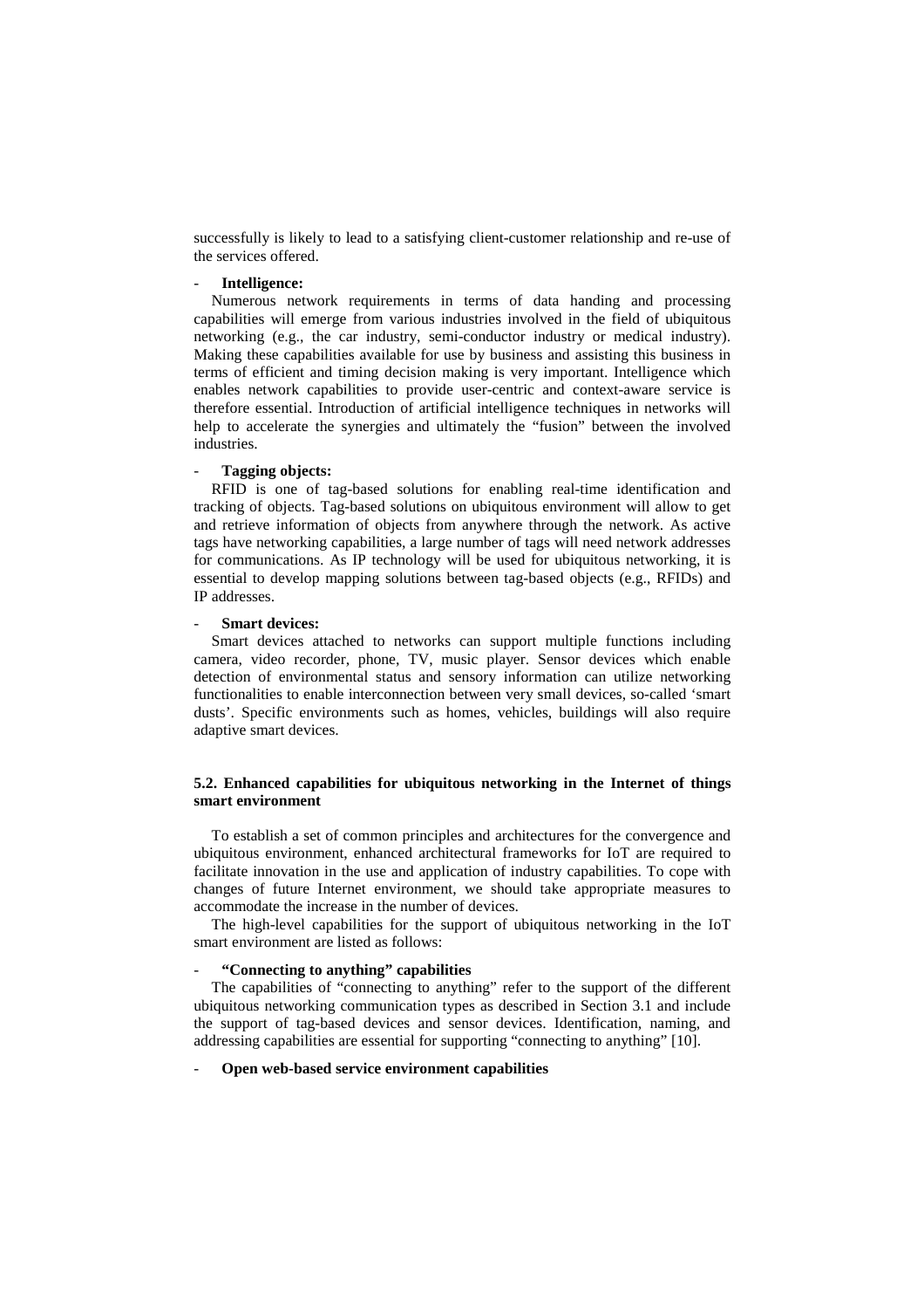successfully is likely to lead to a satisfying client-customer relationship and re-use of the services offered.

- **Intelligence:**

Numerous network requirements in terms of data handing and processing capabilities will emerge from various industries involved in the field of ubiquitous networking (e.g., the car industry, semi-conductor industry or medical industry). Making these capabilities available for use by business and assisting this business in terms of efficient and timing decision making is very important. Intelligence which enables network capabilities to provide user-centric and context-aware service is therefore essential. Introduction of artificial intelligence techniques in networks will help to accelerate the synergies and ultimately the "fusion" between the involved industries.

- **Tagging objects:**

RFID is one of tag-based solutions for enabling real-time identification and tracking of objects. Tag-based solutions on ubiquitous environment will allow to get and retrieve information of objects from anywhere through the network. As active tags have networking capabilities, a large number of tags will need network addresses for communications. As IP technology will be used for ubiquitous networking, it is essential to develop mapping solutions between tag-based objects (e.g., RFIDs) and IP addresses.

- **Smart devices:**

Smart devices attached to networks can support multiple functions including camera, video recorder, phone, TV, music player. Sensor devices which enable detection of environmental status and sensory information can utilize networking functionalities to enable interconnection between very small devices, so-called 'smart dusts'. Specific environments such as homes, vehicles, buildings will also require adaptive smart devices.

### 5.2. Enhanced capabilities for ubiquitous networking in the Internet of things smart environment

To establish a set of common principles and architectures for the convergence and ubiquitous environment, enhanced architectural frameworks for IoT are required to facilitate innovation in the use and application of industry capabilities. To cope with changes of future Internet environment, we should take appropriate measures to accommodate the increase in the number of devices.

The high-level capabilities for the support of ubiquitous networking in the IoT smart environment are listed as follows:

- **"Connecting to anything" capabilities**

The capabilities of "connecting to anything" refer to the support of the different ubiquitous networking communication types as described in Section 3.1 and include the support of tag-based devices and sensor devices. Identification, naming, and addressing capabilities are essential for supporting "connecting to anything" [10].

- **Open web-based service environment capabilities**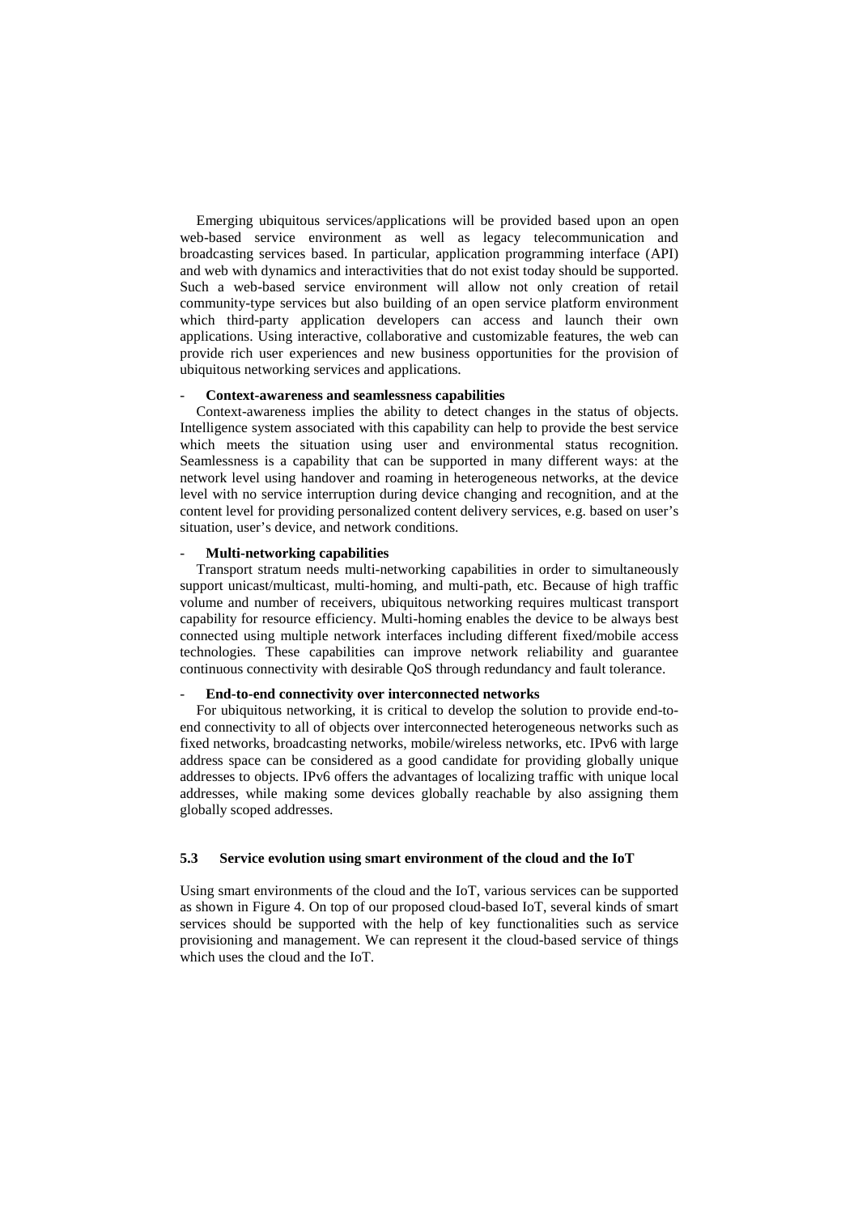Emerging ubiquitous services/applications will be provided based upon an open web-based service environment as well as legacy telecommunication and broadcasting services based. In particular, application programming interface (API) and web with dynamics and interactivities that do not exist today should be supported. Such a web-based service environment will allow not only creation of retail community-type services but also building of an open service platform environment which third-party application developers can access and launch their own applications. Using interactive, collaborative and customizable features, the web can provide rich user experiences and new business opportunities for the provision of ubiquitous networking services and applications.

- **Context-awareness and seamlessness capabilities**

Context-awareness implies the ability to detect changes in the status of objects. Intelligence system associated with this capability can help to provide the best service which meets the situation using user and environmental status recognition. Seamlessness is a capability that can be supported in many different ways: at the network level using handover and roaming in heterogeneous networks, at the device level with no service interruption during device changing and recognition, and at the content level for providing personalized content delivery services, e.g. based on user's situation, user's device, and network conditions.

- **Multi-networking capabilities**

Transport stratum needs multi-networking capabilities in order to simultaneously support unicast/multicast, multi-homing, and multi-path, etc. Because of high traffic volume and number of receivers, ubiquitous networking requires multicast transport capability for resource efficiency. Multi-homing enables the device to be always best connected using multiple network interfaces including different fixed/mobile access technologies. These capabilities can improve network reliability and guarantee continuous connectivity with desirable QoS through redundancy and fault tolerance.

- **End-to-end connectivity over interconnected networks**

For ubiquitous networking, it is critical to develop the solution to provide end-to-end connectivity to all of objects over interconnected heterogeneous networks such as fixed networks, broadcasting networks, mobile/wireless networks, etc. IPv6 with large address space can be considered as a good candidate for providing globally unique addresses to objects. IPv6 offers the advantages of localizing traffic with unique local addresses, while making some devices globally reachable by also assigning them globally scoped addresses.

### 5.3 Service evolution using smart environment of the cloud and the IoT

Using smart environments of the cloud and the IoT, various services can be supported as shown in Figure 4. On top of our proposed cloud-based IoT, several kinds of smart services should be supported with the help of key functionalities such as service provisioning and management. We can represent it the cloud-based service of things which uses the cloud and the IoT.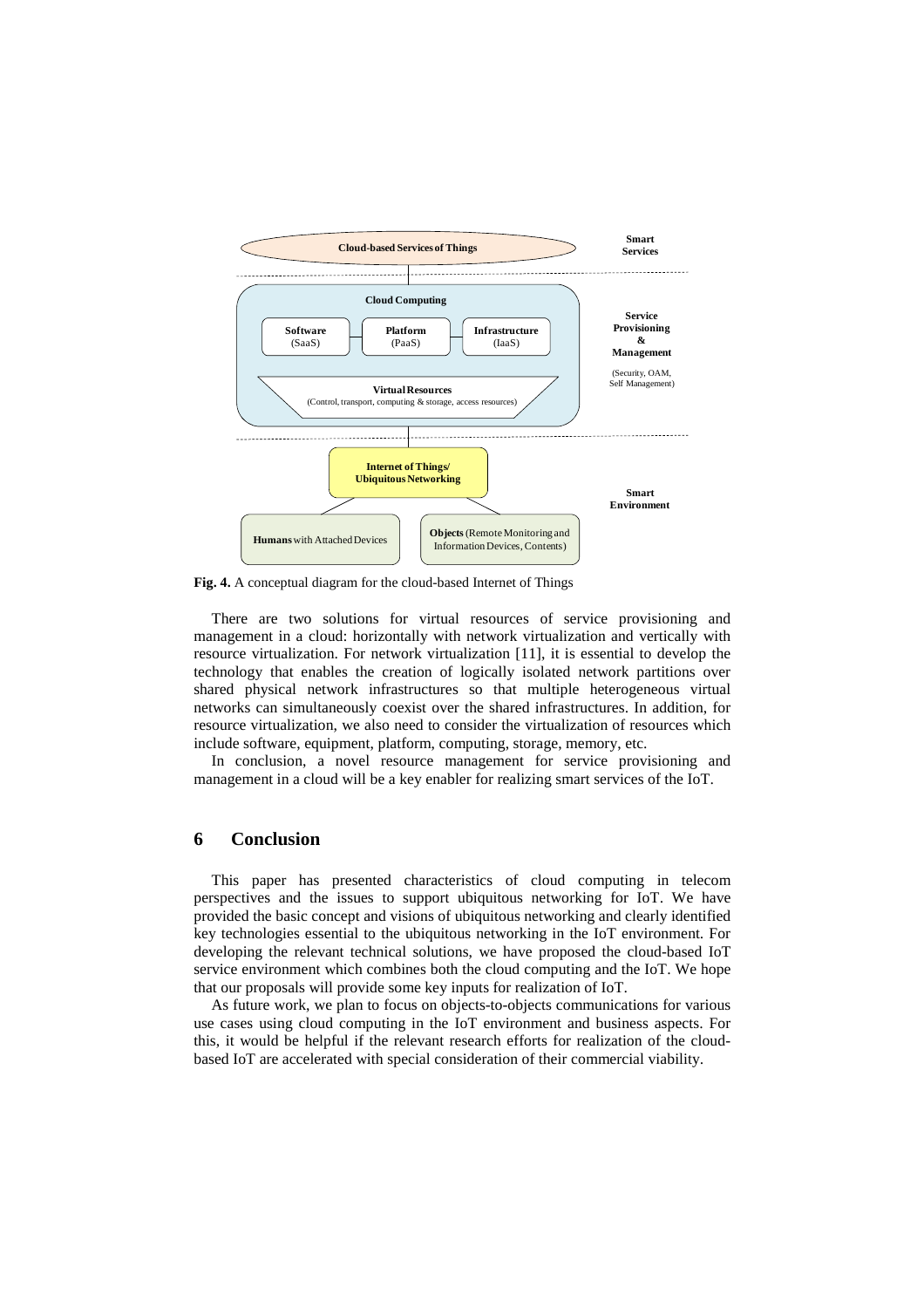**Fig. 4.** A conceptual diagram for the cloud-based Internet of Things

There are two solutions for virtual resources of service provisioning and management in a cloud: horizontally with network virtualization and vertically with resource virtualization. For network virtualization [11], it is essential to develop the technology that enables the creation of logically isolated network partitions over shared physical network infrastructures so that multiple heterogeneous virtual networks can simultaneously coexist over the shared infrastructures. In addition, for resource virtualization, we also need to consider the virtualization of resources which include software, equipment, platform, computing, storage, memory, etc.

In conclusion, a novel resource management for service provisioning and management in a cloud will be a key enabler for realizing smart services of the IoT.

## 6 Conclusion

This paper has presented characteristics of cloud computing in telecom perspectives and the issues to support ubiquitous networking for IoT. We have provided the basic concept and visions of ubiquitous networking and clearly identified key technologies essential to the ubiquitous networking in the IoT environment. For developing the relevant technical solutions, we have proposed the cloud-based IoT service environment which combines both the cloud computing and the IoT. We hope that our proposals will provide some key inputs for realization of IoT.

As future work, we plan to focus on objects-to-objects communications for various use cases using cloud computing in the IoT environment and business aspects. For this, it would be helpful if the relevant research efforts for realization of the cloud-based IoT are accelerated with special consideration of their commercial viability.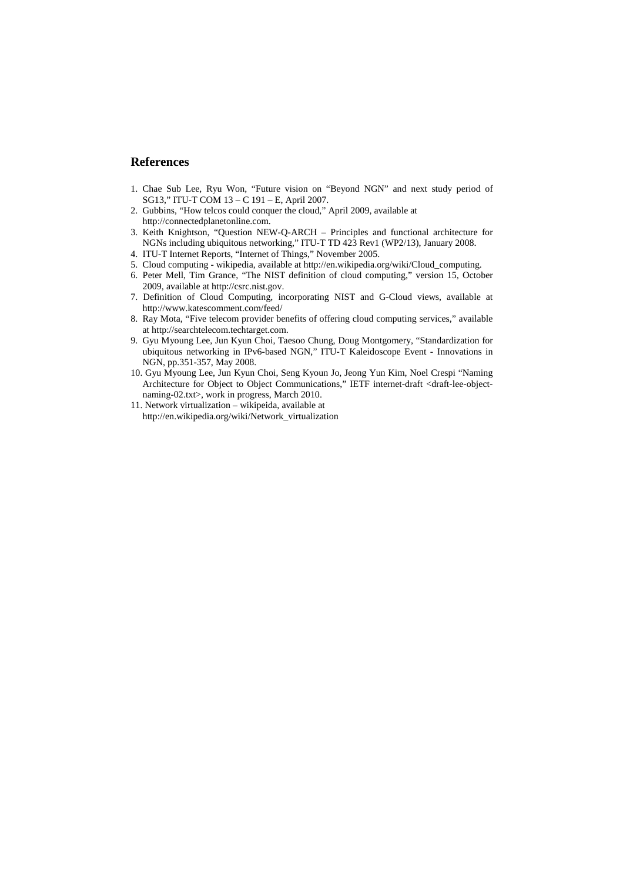## References

1. Chae Sub Lee, Ryu Won, "Future vision on "Beyond NGN" and next study period of SG13," ITU-T COM 13 – C 191 – E, April 2007.
2. Gubbins, "How telcos could conquer the cloud," April 2009, available at http://connectedplanetonline.com.
3. Keith Knightson, "Question NEW-Q-ARCH – Principles and functional architecture for NGNs including ubiquitous networking," ITU-T TD 423 Rev1 (WP2/13), January 2008.
4. ITU-T Internet Reports, "Internet of Things," November 2005.
5. Cloud computing - wikipedia, available at http://en.wikipedia.org/wiki/Cloud_computing.
6. Peter Mell, Tim Grance, "The NIST definition of cloud computing," version 15, October 2009, available at http://csrc.nist.gov.
7. Definition of Cloud Computing, incorporating NIST and G-Cloud views, available at http://www.katescomment.com/feed/
8. Ray Mota, "Five telecom provider benefits of offering cloud computing services," available at http://searchtelecom.techtarget.com.
9. Gyu Myoung Lee, Jun Kyun Choi, Taesoo Chung, Doug Montgomery, "Standardization for ubiquitous networking in IPv6-based NGN," ITU-T Kaleidoscope Event - Innovations in NGN, pp.351-357, May 2008.
10. Gyu Myoung Lee, Jun Kyun Choi, Seng Kyoun Jo, Jeong Yun Kim, Noel Crespi "Naming Architecture for Object to Object Communications," IETF internet-draft <draft-lee-object-naming-02.txt>, work in progress, March 2010.
11. Network virtualization – wikipeida, available at http://en.wikipedia.org/wiki/Network_virtualization